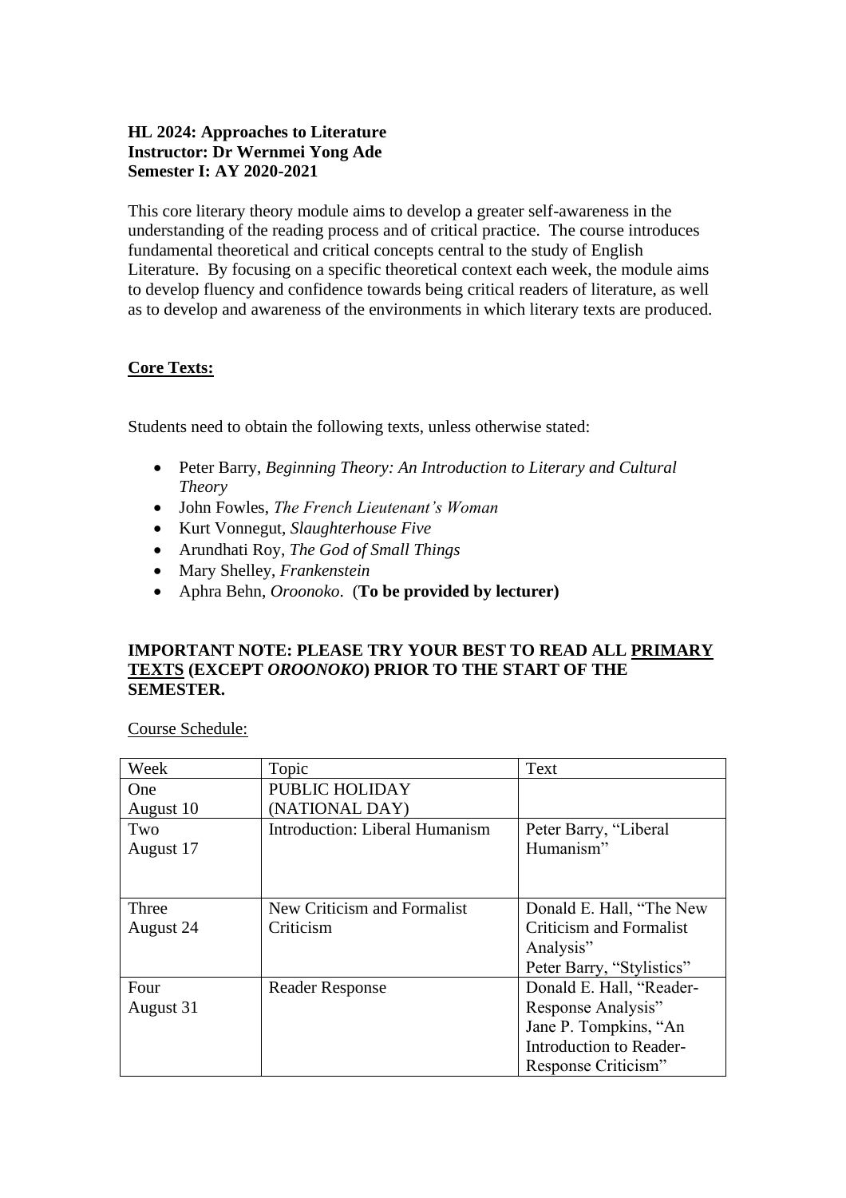**HL 2024: Approaches to Literature**
**Instructor: Dr Wernmei Yong Ade**
**Semester I: AY 2020-2021**

This core literary theory module aims to develop a greater self-awareness in the understanding of the reading process and of critical practice. The course introduces fundamental theoretical and critical concepts central to the study of English Literature. By focusing on a specific theoretical context each week, the module aims to develop fluency and confidence towards being critical readers of literature, as well as to develop and awareness of the environments in which literary texts are produced.

## <u>Core Texts:</u>

Students need to obtain the following texts, unless otherwise stated:

- Peter Barry, *Beginning Theory: An Introduction to Literary and Cultural Theory*
- John Fowles, *The French Lieutenant's Woman*
- Kurt Vonnegut, *Slaughterhouse Five*
- Arundhati Roy, *The God of Small Things*
- Mary Shelley, *Frankenstein*
- Aphra Behn, *Oroonoko*. (**To be provided by lecturer)**

**IMPORTANT NOTE: PLEASE TRY YOUR BEST TO READ ALL <u>PRIMARY TEXTS</u> (EXCEPT *OROONOKO*) PRIOR TO THE START OF THE SEMESTER.**

<u>Course Schedule:</u>

| Week | Topic | Text |
|---|---|---|
| One<br>August 10 | PUBLIC HOLIDAY<br>(NATIONAL DAY) | |
| Two<br>August 17 | Introduction: Liberal Humanism | Peter Barry, "Liberal Humanism" |
| Three<br>August 24 | New Criticism and Formalist Criticism | Donald E. Hall, "The New Criticism and Formalist Analysis"<br>Peter Barry, "Stylistics" |
| Four<br>August 31 | Reader Response | Donald E. Hall, "Reader-Response Analysis"<br>Jane P. Tompkins, "An Introduction to Reader-Response Criticism" |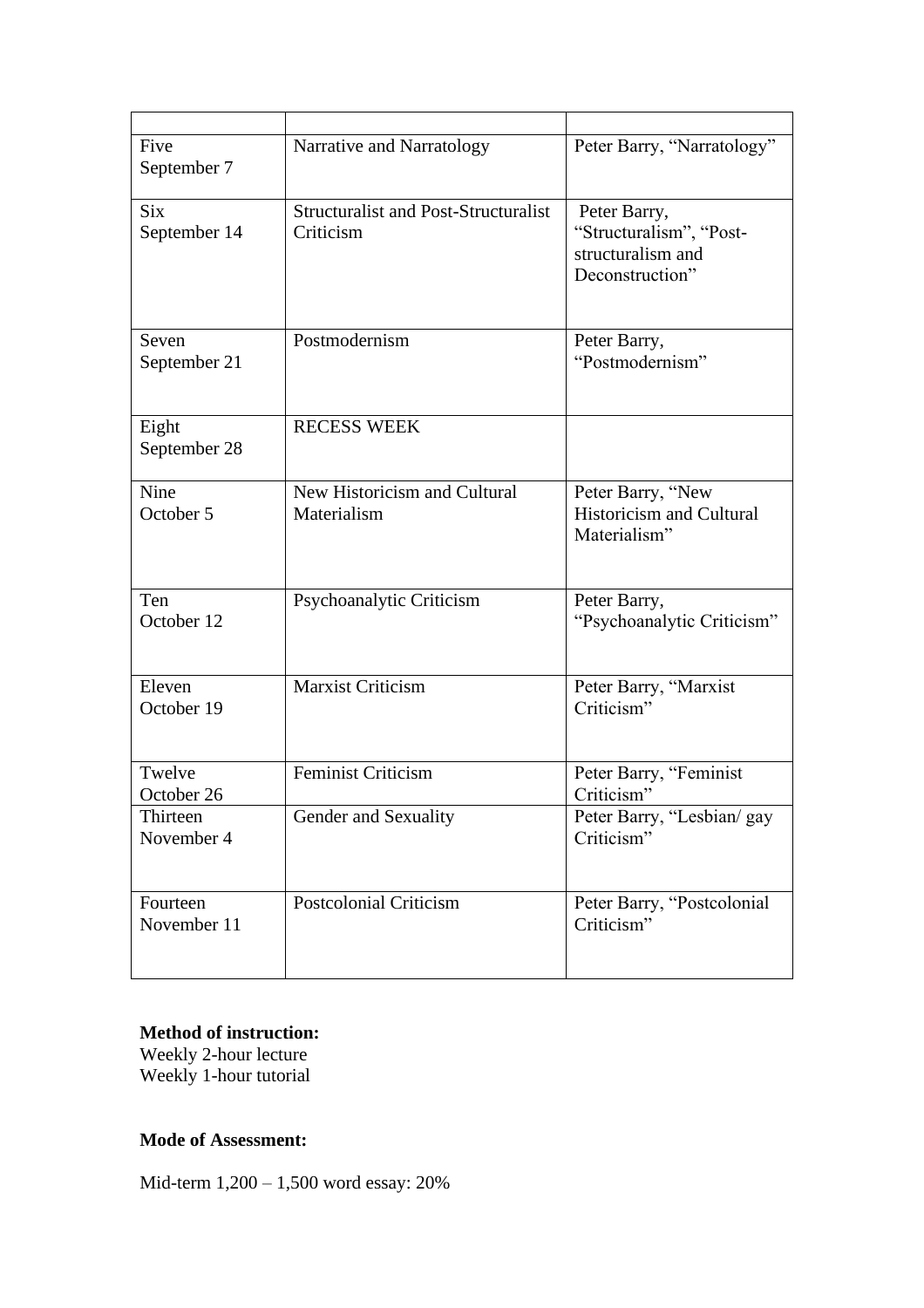| | | |
|---|---|---|
| Five<br>September 7 | Narrative and Narratology | Peter Barry, "Narratology" |
| Six<br>September 14 | Structuralist and Post-Structuralist Criticism | Peter Barry, "Structuralism", "Post-structuralism and Deconstruction" |
| Seven<br>September 21 | Postmodernism | Peter Barry, "Postmodernism" |
| Eight<br>September 28 | RECESS WEEK | |
| Nine<br>October 5 | New Historicism and Cultural Materialism | Peter Barry, "New Historicism and Cultural Materialism" |
| Ten<br>October 12 | Psychoanalytic Criticism | Peter Barry, "Psychoanalytic Criticism" |
| Eleven<br>October 19 | Marxist Criticism | Peter Barry, "Marxist Criticism" |
| Twelve<br>October 26 | Feminist Criticism | Peter Barry, "Feminist Criticism" |
| Thirteen<br>November 4 | Gender and Sexuality | Peter Barry, "Lesbian/ gay Criticism" |
| Fourteen<br>November 11 | Postcolonial Criticism | Peter Barry, "Postcolonial Criticism" |

**Method of instruction:**
Weekly 2-hour lecture
Weekly 1-hour tutorial

**Mode of Assessment:**

Mid-term 1,200 – 1,500 word essay: 20%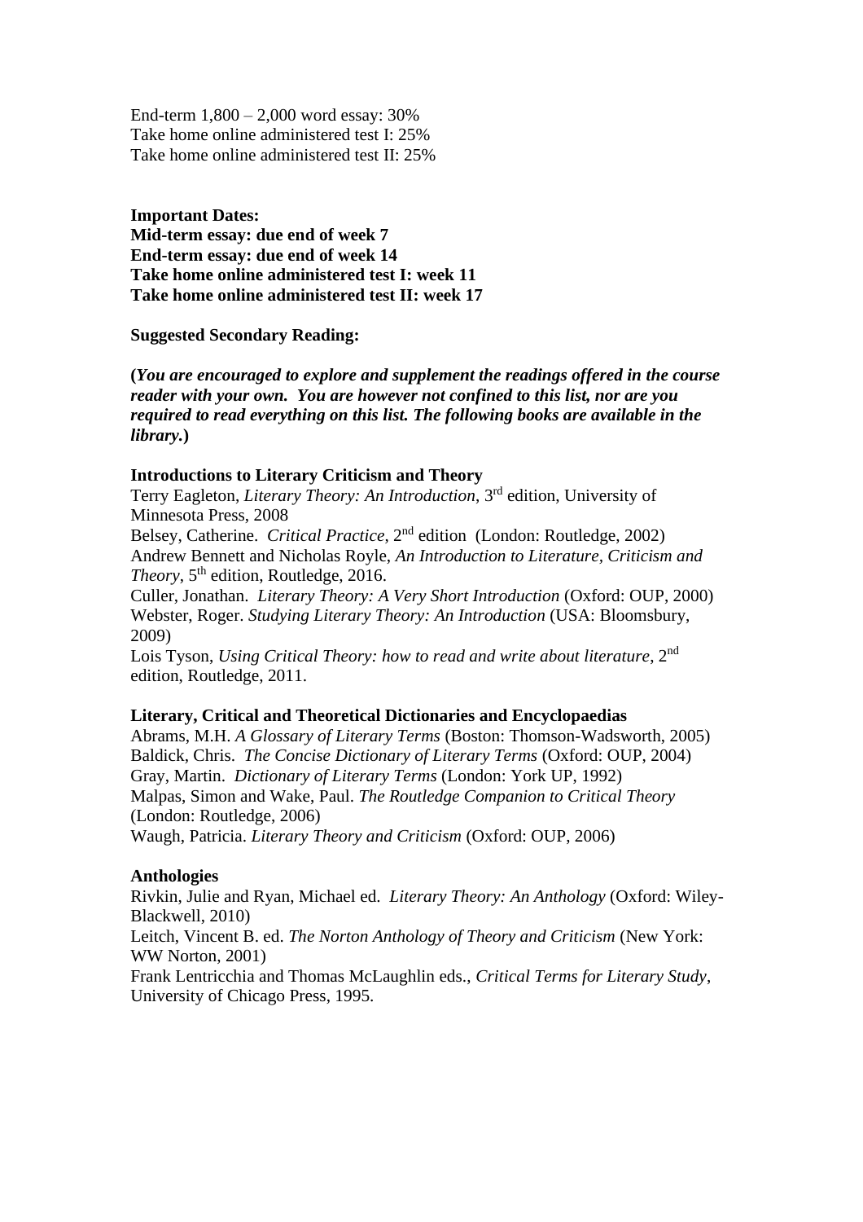End-term 1,800 – 2,000 word essay: 30%
Take home online administered test I: 25%
Take home online administered test II: 25%

**Important Dates:**
**Mid-term essay: due end of week 7**
**End-term essay: due end of week 14**
**Take home online administered test I: week 11**
**Take home online administered test II: week 17**

**Suggested Secondary Reading:**

**(*You are encouraged to explore and supplement the readings offered in the course reader with your own. You are however not confined to this list, nor are you required to read everything on this list. The following books are available in the library.*)**

**Introductions to Literary Criticism and Theory**

Terry Eagleton, *Literary Theory: An Introduction*, 3rd edition, University of Minnesota Press, 2008
Belsey, Catherine. *Critical Practice*, 2nd edition (London: Routledge, 2002)
Andrew Bennett and Nicholas Royle, *An Introduction to Literature, Criticism and Theory*, 5th edition, Routledge, 2016.
Culler, Jonathan. *Literary Theory: A Very Short Introduction* (Oxford: OUP, 2000)
Webster, Roger. *Studying Literary Theory: An Introduction* (USA: Bloomsbury, 2009)
Lois Tyson, *Using Critical Theory: how to read and write about literature*, 2nd edition, Routledge, 2011.

**Literary, Critical and Theoretical Dictionaries and Encyclopaedias**

Abrams, M.H. *A Glossary of Literary Terms* (Boston: Thomson-Wadsworth, 2005)
Baldick, Chris. *The Concise Dictionary of Literary Terms* (Oxford: OUP, 2004)
Gray, Martin. *Dictionary of Literary Terms* (London: York UP, 1992)
Malpas, Simon and Wake, Paul. *The Routledge Companion to Critical Theory* (London: Routledge, 2006)
Waugh, Patricia. *Literary Theory and Criticism* (Oxford: OUP, 2006)

**Anthologies**

Rivkin, Julie and Ryan, Michael ed. *Literary Theory: An Anthology* (Oxford: Wiley-Blackwell, 2010)
Leitch, Vincent B. ed. *The Norton Anthology of Theory and Criticism* (New York: WW Norton, 2001)
Frank Lentricchia and Thomas McLaughlin eds., *Critical Terms for Literary Study*, University of Chicago Press, 1995.